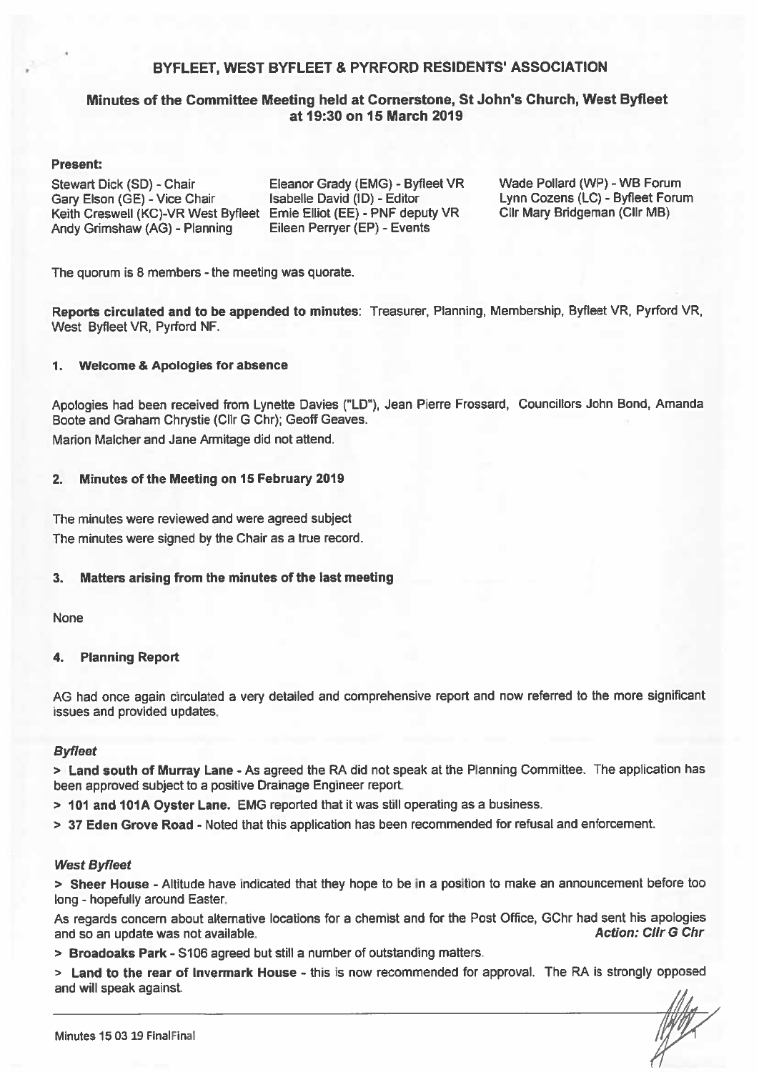# BYFLEET, WEST BYFLEET & PYRFORD RESIDENTS' ASSOCIATION

## Minutes of the Committee Meeting held at Cornerstone, St John's Church, West Byfleet at 19:30 on 15 March 2019

**Present:**

Stewart Dick (SD) - Chair
Gary Elson (GE) - Vice Chair
Keith Creswell (KC)-VR West Byfleet
Andy Grimshaw (AG) - Planning
Eleanor Grady (EMG) - Byfleet VR
Isabelle David (ID) - Editor
Ernie Elliot (EE) - PNF deputy VR
Eileen Perryer (EP) - Events
Wade Pollard (WP) - WB Forum
Lynn Cozens (LC) - Byfleet Forum
Cllr Mary Bridgeman (Cllr MB)

The quorum is 8 members - the meeting was quorate.

**Reports circulated and to be appended to minutes**: Treasurer, Planning, Membership, Byfleet VR, Pyrford VR, West Byfleet VR, Pyrford NF.

### 1. Welcome & Apologies for absence

Apologies had been received from Lynette Davies ("LD"), Jean Pierre Frossard, Councillors John Bond, Amanda Boote and Graham Chrystie (Cllr G Chr); Geoff Geaves.

Marion Malcher and Jane Armitage did not attend.

### 2. Minutes of the Meeting on 15 February 2019

The minutes were reviewed and were agreed subject

The minutes were signed by the Chair as a true record.

### 3. Matters arising from the minutes of the last meeting

None

### 4. Planning Report

AG had once again circulated a very detailed and comprehensive report and now referred to the more significant issues and provided updates.

***Byfleet***

> **Land south of Murray Lane** - As agreed the RA did not speak at the Planning Committee. The application has been approved subject to a positive Drainage Engineer report.

> **101 and 101A Oyster Lane.** EMG reported that it was still operating as a business.

> **37 Eden Grove Road** - Noted that this application has been recommended for refusal and enforcement.

***West Byfleet***

> **Sheer House** - Altitude have indicated that they hope to be in a position to make an announcement before too long - hopefully around Easter.

As regards concern about alternative locations for a chemist and for the Post Office, GChr had sent his apologies and so an update was not available. ***Action: Cllr G Chr***

> **Broadoaks Park** - S106 agreed but still a number of outstanding matters.

> **Land to the rear of Invermark House** - this is now recommended for approval. The RA is strongly opposed and will speak against.

Minutes 15 03 19 FinalFinal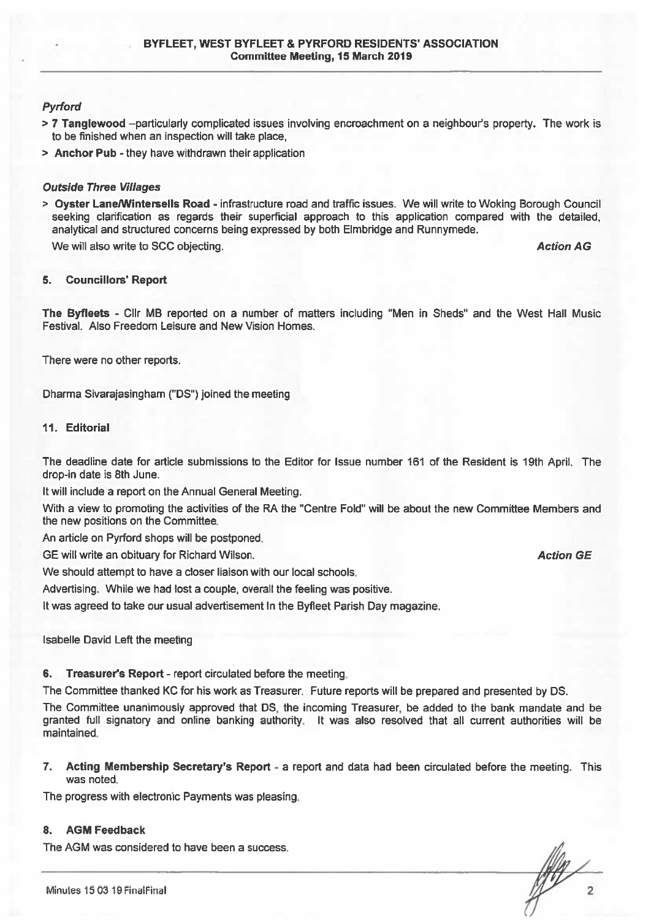### *Pyrford*

- > **7 Tanglewood** –particularly complicated issues involving encroachment on a neighbour's property. The work is to be finished when an inspection will take place,
- > **Anchor Pub** - they have withdrawn their application

### *Outside Three Villages*

- > **Oyster Lane/Wintersells Road** - infrastructure road and traffic issues. We will write to Woking Borough Council seeking clarification as regards their superficial approach to this application compared with the detailed, analytical and structured concerns being expressed by both Elmbridge and Runnymede.

  We will also write to SCC objecting. ***Action AG***

## 5. Councillors' Report

**The Byfleets** - Cllr MB reported on a number of matters including "Men in Sheds" and the West Hall Music Festival. Also Freedom Leisure and New Vision Homes.

There were no other reports.

Dharma Sivarajasingham ("DS") joined the meeting

## 11. Editorial

The deadline date for article submissions to the Editor for Issue number 161 of the Resident is 19th April. The drop-in date is 8th June.

It will include a report on the Annual General Meeting.

With a view to promoting the activities of the RA the "Centre Fold" will be about the new Committee Members and the new positions on the Committee.

An article on Pyrford shops will be postponed.

GE will write an obituary for Richard Wilson. ***Action GE***

We should attempt to have a closer liaison with our local schools.

Advertising. While we had lost a couple, overall the feeling was positive.

It was agreed to take our usual advertisement In the Byfleet Parish Day magazine.

Isabelle David Left the meeting

## 6. Treasurer's Report - report circulated before the meeting.

The Committee thanked KC for his work as Treasurer. Future reports will be prepared and presented by DS.

The Committee unanimously approved that DS, the incoming Treasurer, be added to the bank mandate and be granted full signatory and online banking authority. It was also resolved that all current authorities will be maintained.

## 7. Acting Membership Secretary's Report - a report and data had been circulated before the meeting. This was noted.

The progress with electronic Payments was pleasing.

## 8. AGM Feedback

The AGM was considered to have been a success.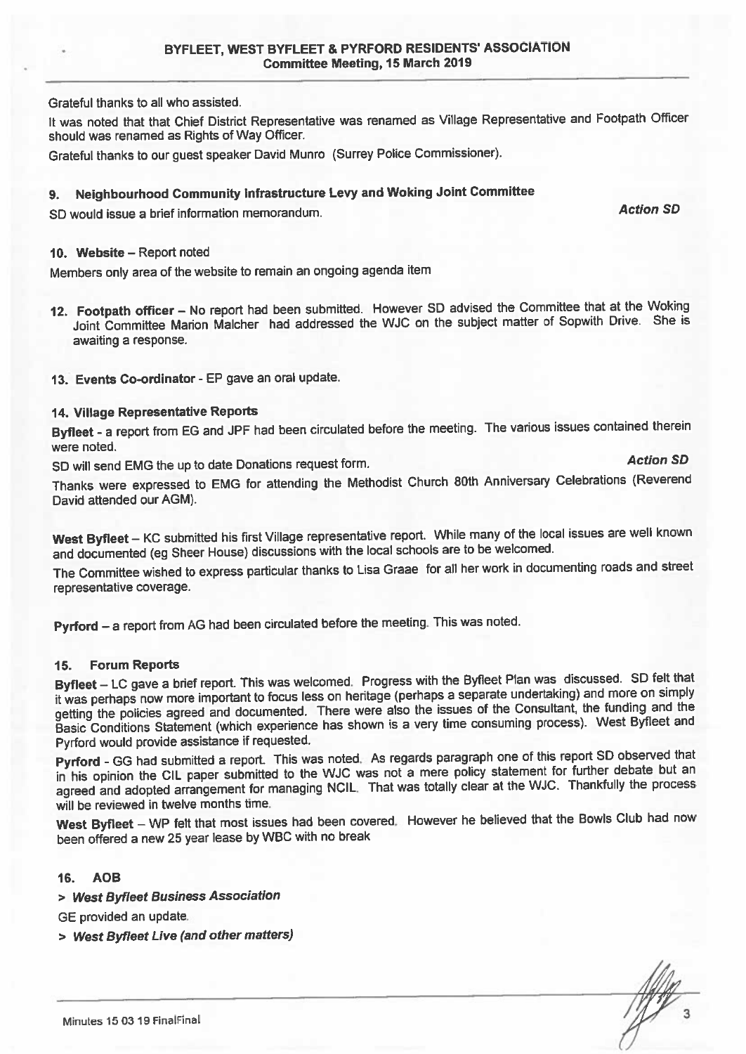Grateful thanks to all who assisted.

It was noted that that Chief District Representative was renamed as Village Representative and Footpath Officer should was renamed as Rights of Way Officer.

Grateful thanks to our guest speaker David Munro (Surrey Police Commissioner).

## 9. Neighbourhood Community Infrastructure Levy and Woking Joint Committee

SD would issue a brief information memorandum. ***Action SD***

## 10. Website – Report noted

Members only area of the website to remain an ongoing agenda item

## 12. Footpath officer – No report had been submitted.

However SD advised the Committee that at the Woking Joint Committee Marion Malcher had addressed the WJC on the subject matter of Sopwith Drive. She is awaiting a response.

## 13. Events Co-ordinator - EP gave an oral update.

## 14. Village Representative Reports

**Byfleet** - a report from EG and JPF had been circulated before the meeting. The various issues contained therein were noted.

SD will send EMG the up to date Donations request form. ***Action SD***

Thanks were expressed to EMG for attending the Methodist Church 80th Anniversary Celebrations (Reverend David attended our AGM).

**West Byfleet** – KC submitted his first Village representative report. While many of the local issues are well known and documented (eg Sheer House) discussions with the local schools are to be welcomed.

The Committee wished to express particular thanks to Lisa Graae for all her work in documenting roads and street representative coverage.

**Pyrford** – a report from AG had been circulated before the meeting. This was noted.

## 15. Forum Reports

**Byfleet** – LC gave a brief report. This was welcomed. Progress with the Byfleet Plan was discussed. SD felt that it was perhaps now more important to focus less on heritage (perhaps a separate undertaking) and more on simply getting the policies agreed and documented. There were also the issues of the Consultant, the funding and the Basic Conditions Statement (which experience has shown is a very time consuming process). West Byfleet and Pyrford would provide assistance if requested.

**Pyrford** - GG had submitted a report. This was noted. As regards paragraph one of this report SD observed that in his opinion the CIL paper submitted to the WJC was not a mere policy statement for further debate but an agreed and adopted arrangement for managing NCIL. That was totally clear at the WJC. Thankfully the process will be reviewed in twelve months time.

**West Byfleet** – WP felt that most issues had been covered. However he believed that the Bowls Club had now been offered a new 25 year lease by WBC with no break

## 16. AOB

> ***West Byfleet Business Association***

GE provided an update.

> ***West Byfleet Live (and other matters)***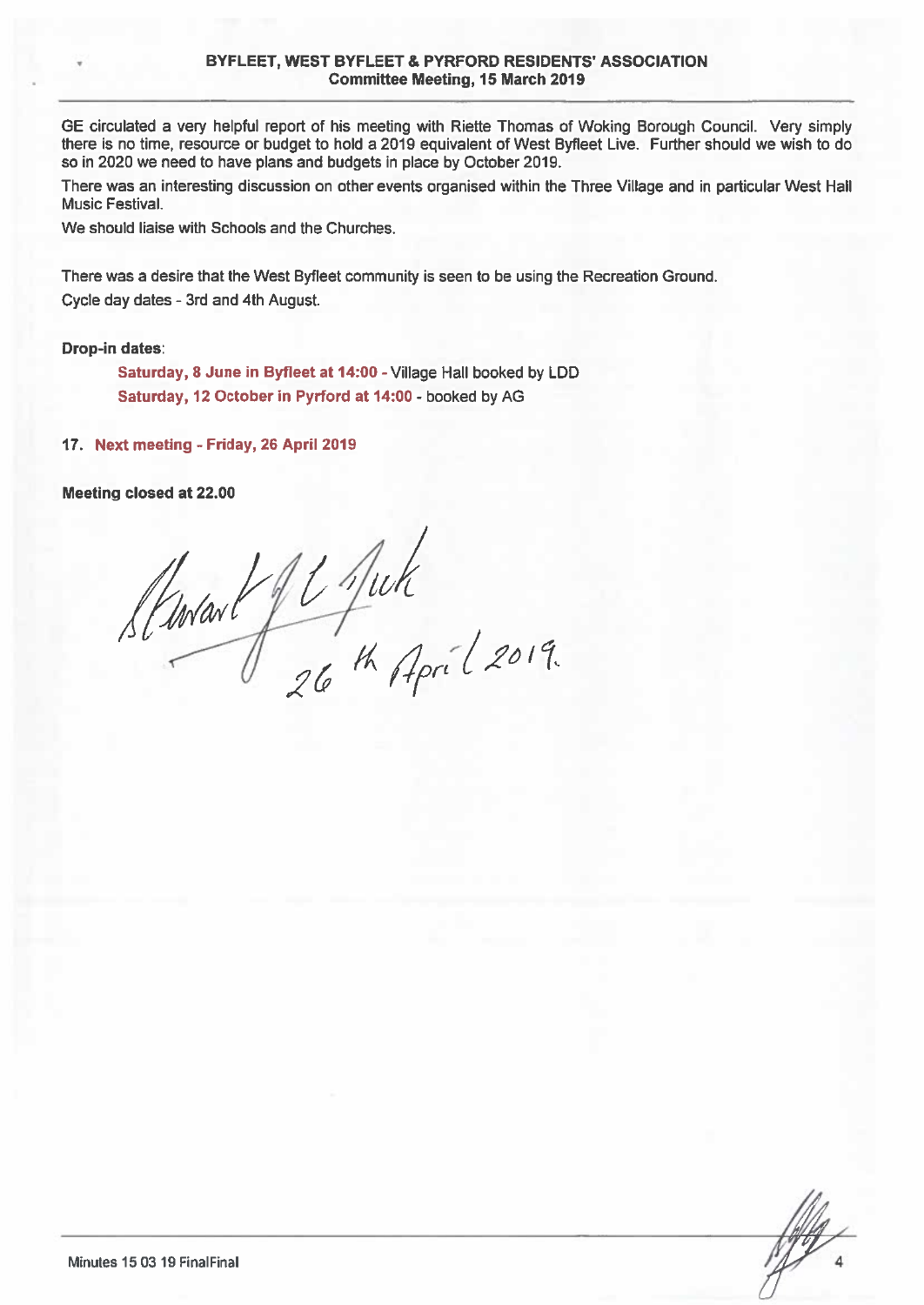GE circulated a very helpful report of his meeting with Riette Thomas of Woking Borough Council. Very simply there is no time, resource or budget to hold a 2019 equivalent of West Byfleet Live. Further should we wish to do so in 2020 we need to have plans and budgets in place by October 2019.

There was an interesting discussion on other events organised within the Three Village and in particular West Hall Music Festival.

We should liaise with Schools and the Churches.

There was a desire that the West Byfleet community is seen to be using the Recreation Ground.

Cycle day dates - 3rd and 4th August.

**Drop-in dates**:

> **Saturday, 8 June in Byfleet at 14:00** - Village Hall booked by LDD
>
> **Saturday, 12 October in Pyrford at 14:00** - booked by AG

**17. Next meeting - Friday, 26 April 2019**

**Meeting closed at 22.00**

Stewart J L Tuck
26th April 2019.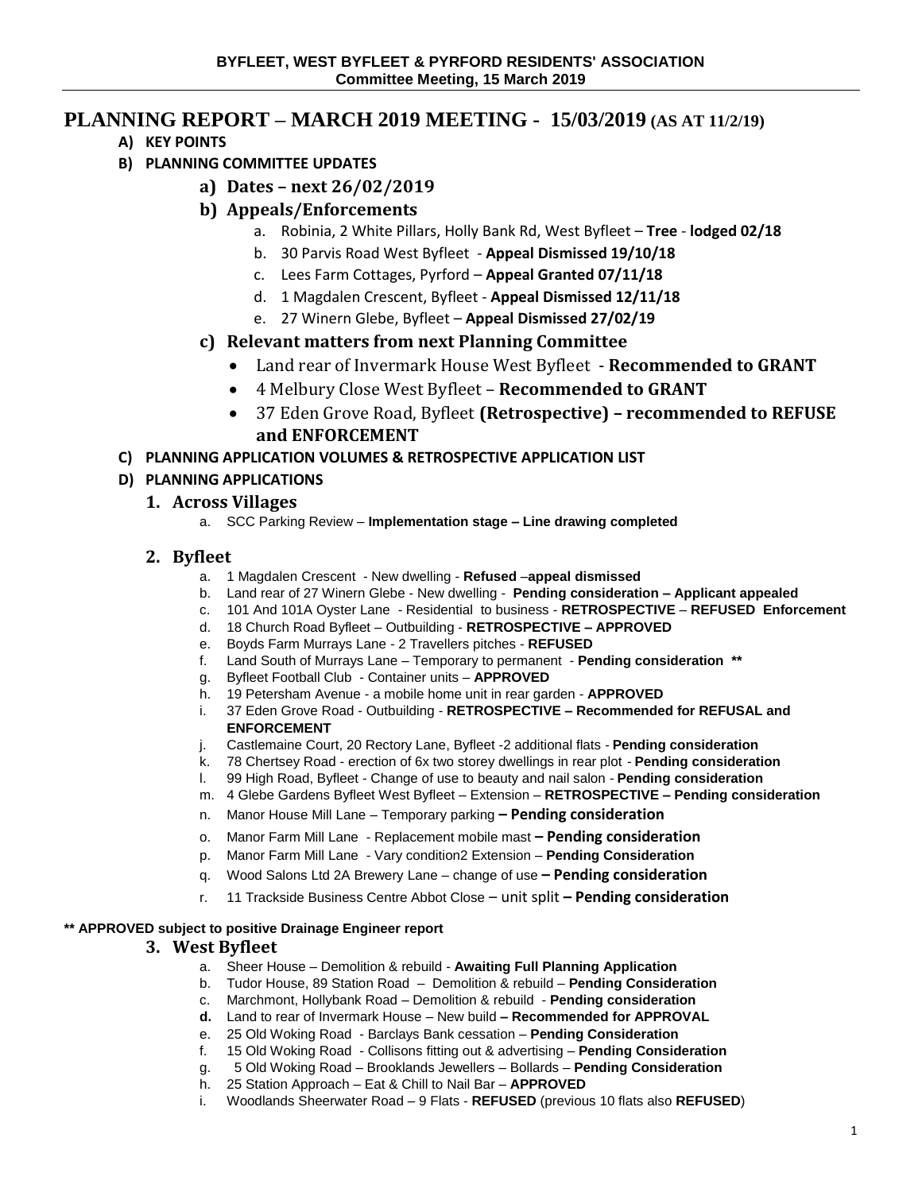# PLANNING REPORT – MARCH 2019 MEETING - 15/03/2019 (AS AT 11/2/19)

**A) KEY POINTS**

**B) PLANNING COMMITTEE UPDATES**

**a) Dates – next 26/02/2019**

**b) Appeals/Enforcements**

a. Robinia, 2 White Pillars, Holly Bank Rd, West Byfleet – **Tree** - **lodged 02/18**

b. 30 Parvis Road West Byfleet - **Appeal Dismissed 19/10/18**

c. Lees Farm Cottages, Pyrford – **Appeal Granted 07/11/18**

d. 1 Magdalen Crescent, Byfleet - **Appeal Dismissed 12/11/18**

e. 27 Winern Glebe, Byfleet – **Appeal Dismissed 27/02/19**

**c) Relevant matters from next Planning Committee**

- Land rear of Invermark House West Byfleet - **Recommended to GRANT**
- 4 Melbury Close West Byfleet – **Recommended to GRANT**
- 37 Eden Grove Road, Byfleet **(Retrospective) – recommended to REFUSE and ENFORCEMENT**

**C) PLANNING APPLICATION VOLUMES & RETROSPECTIVE APPLICATION LIST**

**D) PLANNING APPLICATIONS**

## 1. Across Villages

a. SCC Parking Review – **Implementation stage – Line drawing completed**

## 2. Byfleet

a. 1 Magdalen Crescent - New dwelling - **Refused** –**appeal dismissed**

b. Land rear of 27 Winern Glebe - New dwelling - **Pending consideration – Applicant appealed**

c. 101 And 101A Oyster Lane - Residential to business - **RETROSPECTIVE** – **REFUSED Enforcement**

d. 18 Church Road Byfleet – Outbuilding - **RETROSPECTIVE – APPROVED**

e. Boyds Farm Murrays Lane - 2 Travellers pitches - **REFUSED**

f. Land South of Murrays Lane – Temporary to permanent - **Pending consideration \*\***

g. Byfleet Football Club - Container units – **APPROVED**

h. 19 Petersham Avenue - a mobile home unit in rear garden - **APPROVED**

i. 37 Eden Grove Road - Outbuilding - **RETROSPECTIVE – Recommended for REFUSAL and ENFORCEMENT**

j. Castlemaine Court, 20 Rectory Lane, Byfleet -2 additional flats - **Pending consideration**

k. 78 Chertsey Road - erection of 6x two storey dwellings in rear plot - **Pending consideration**

l. 99 High Road, Byfleet - Change of use to beauty and nail salon - **Pending consideration**

m. 4 Glebe Gardens Byfleet West Byfleet – Extension – **RETROSPECTIVE – Pending consideration**

n. Manor House Mill Lane – Temporary parking **– Pending consideration**

o. Manor Farm Mill Lane - Replacement mobile mast **– Pending consideration**

p. Manor Farm Mill Lane - Vary condition2 Extension – **Pending Consideration**

q. Wood Salons Ltd 2A Brewery Lane – change of use **– Pending consideration**

r. 11 Trackside Business Centre Abbot Close – unit split **– Pending consideration**

**\*\* APPROVED subject to positive Drainage Engineer report**

## 3. West Byfleet

a. Sheer House – Demolition & rebuild - **Awaiting Full Planning Application**

b. Tudor House, 89 Station Road – Demolition & rebuild – **Pending Consideration**

c. Marchmont, Hollybank Road – Demolition & rebuild - **Pending consideration**

**d.** Land to rear of Invermark House – New build **– Recommended for APPROVAL**

e. 25 Old Woking Road - Barclays Bank cessation – **Pending Consideration**

f. 15 Old Woking Road - Collisons fitting out & advertising – **Pending Consideration**

g. 5 Old Woking Road – Brooklands Jewellers – Bollards – **Pending Consideration**

h. 25 Station Approach – Eat & Chill to Nail Bar – **APPROVED**

i. Woodlands Sheerwater Road – 9 Flats - **REFUSED** (previous 10 flats also **REFUSED**)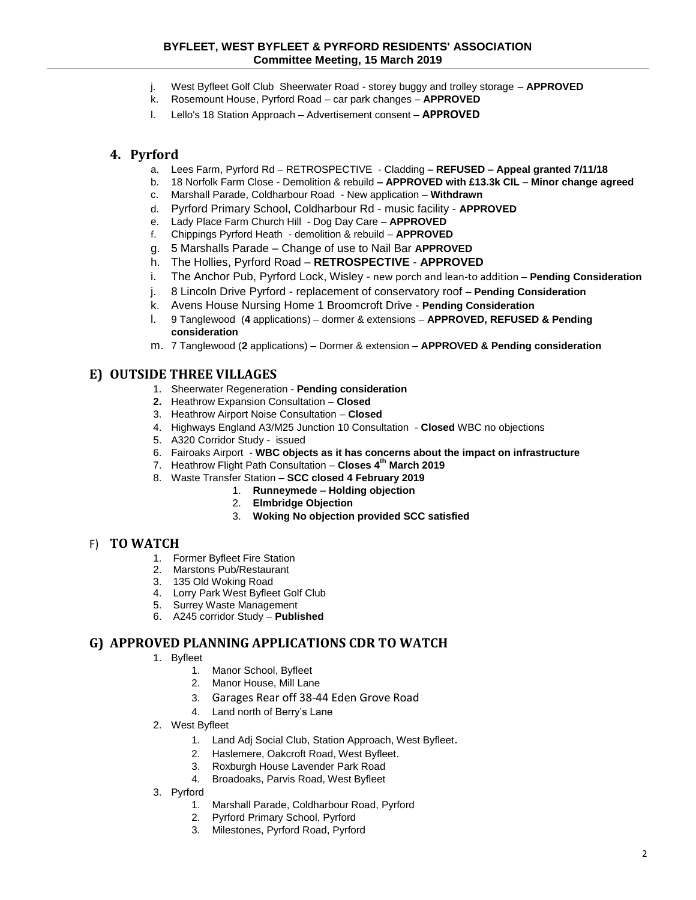j. West Byfleet Golf Club Sheerwater Road - storey buggy and trolley storage – **APPROVED**
k. Rosemount House, Pyrford Road – car park changes – **APPROVED**
l. Lello's 18 Station Approach – Advertisement consent – **APPROVED**

## 4. Pyrford

a. Lees Farm, Pyrford Rd – RETROSPECTIVE - Cladding **– REFUSED – Appeal granted 7/11/18**
b. 18 Norfolk Farm Close - Demolition & rebuild **– APPROVED with £13.3k CIL** – **Minor change agreed**
c. Marshall Parade, Coldharbour Road - New application – **Withdrawn**
d. Pyrford Primary School, Coldharbour Rd - music facility - **APPROVED**
e. Lady Place Farm Church Hill - Dog Day Care – **APPROVED**
f. Chippings Pyrford Heath - demolition & rebuild – **APPROVED**
g. 5 Marshalls Parade – Change of use to Nail Bar **APPROVED**
h. The Hollies, Pyrford Road – **RETROSPECTIVE** - **APPROVED**
i. The Anchor Pub, Pyrford Lock, Wisley - new porch and lean-to addition – **Pending Consideration**
j. 8 Lincoln Drive Pyrford - replacement of conservatory roof – **Pending Consideration**
k. Avens House Nursing Home 1 Broomcroft Drive - **Pending Consideration**
l. 9 Tanglewood (**4** applications) – dormer & extensions – **APPROVED, REFUSED & Pending consideration**
m. 7 Tanglewood (**2** applications) – Dormer & extension – **APPROVED & Pending consideration**

## E) OUTSIDE THREE VILLAGES

1. Sheerwater Regeneration - **Pending consideration**
2. Heathrow Expansion Consultation – **Closed**
3. Heathrow Airport Noise Consultation – **Closed**
4. Highways England A3/M25 Junction 10 Consultation - **Closed** WBC no objections
5. A320 Corridor Study - issued
6. Fairoaks Airport - **WBC objects as it has concerns about the impact on infrastructure**
7. Heathrow Flight Path Consultation – **Closes 4th March 2019**
8. Waste Transfer Station – **SCC closed 4 February 2019**
    1. **Runneymede – Holding objection**
    2. **Elmbridge Objection**
    3. **Woking No objection provided SCC satisfied**

## F) TO WATCH

1. Former Byfleet Fire Station
2. Marstons Pub/Restaurant
3. 135 Old Woking Road
4. Lorry Park West Byfleet Golf Club
5. Surrey Waste Management
6. A245 corridor Study – **Published**

## G) APPROVED PLANNING APPLICATIONS CDR TO WATCH

1. Byfleet
    1. Manor School, Byfleet
    2. Manor House, Mill Lane
    3. Garages Rear off 38-44 Eden Grove Road
    4. Land north of Berry's Lane
2. West Byfleet
    1. Land Adj Social Club, Station Approach, West Byfleet.
    2. Haslemere, Oakcroft Road, West Byfleet.
    3. Roxburgh House Lavender Park Road
    4. Broadoaks, Parvis Road, West Byfleet
3. Pyrford
    1. Marshall Parade, Coldharbour Road, Pyrford
    2. Pyrford Primary School, Pyrford
    3. Milestones, Pyrford Road, Pyrford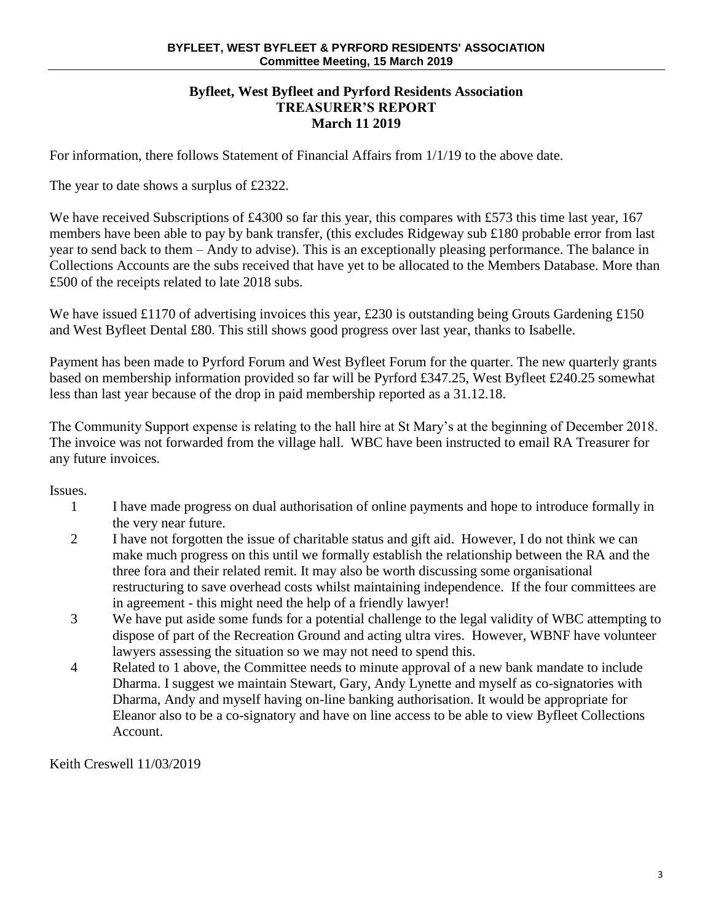**Byfleet, West Byfleet and Pyrford Residents Association**
**TREASURER'S REPORT**
**March 11 2019**

For information, there follows Statement of Financial Affairs from 1/1/19 to the above date.

The year to date shows a surplus of £2322.

We have received Subscriptions of £4300 so far this year, this compares with £573 this time last year, 167 members have been able to pay by bank transfer, (this excludes Ridgeway sub £180 probable error from last year to send back to them – Andy to advise). This is an exceptionally pleasing performance. The balance in Collections Accounts are the subs received that have yet to be allocated to the Members Database. More than £500 of the receipts related to late 2018 subs.

We have issued £1170 of advertising invoices this year, £230 is outstanding being Grouts Gardening £150 and West Byfleet Dental £80. This still shows good progress over last year, thanks to Isabelle.

Payment has been made to Pyrford Forum and West Byfleet Forum for the quarter. The new quarterly grants based on membership information provided so far will be Pyrford £347.25, West Byfleet £240.25 somewhat less than last year because of the drop in paid membership reported as a 31.12.18.

The Community Support expense is relating to the hall hire at St Mary's at the beginning of December 2018. The invoice was not forwarded from the village hall. WBC have been instructed to email RA Treasurer for any future invoices.

Issues.

1. I have made progress on dual authorisation of online payments and hope to introduce formally in the very near future.
2. I have not forgotten the issue of charitable status and gift aid. However, I do not think we can make much progress on this until we formally establish the relationship between the RA and the three fora and their related remit. It may also be worth discussing some organisational restructuring to save overhead costs whilst maintaining independence. If the four committees are in agreement - this might need the help of a friendly lawyer!
3. We have put aside some funds for a potential challenge to the legal validity of WBC attempting to dispose of part of the Recreation Ground and acting ultra vires. However, WBNF have volunteer lawyers assessing the situation so we may not need to spend this.
4. Related to 1 above, the Committee needs to minute approval of a new bank mandate to include Dharma. I suggest we maintain Stewart, Gary, Andy Lynette and myself as co-signatories with Dharma, Andy and myself having on-line banking authorisation. It would be appropriate for Eleanor also to be a co-signatory and have on line access to be able to view Byfleet Collections Account.

Keith Creswell 11/03/2019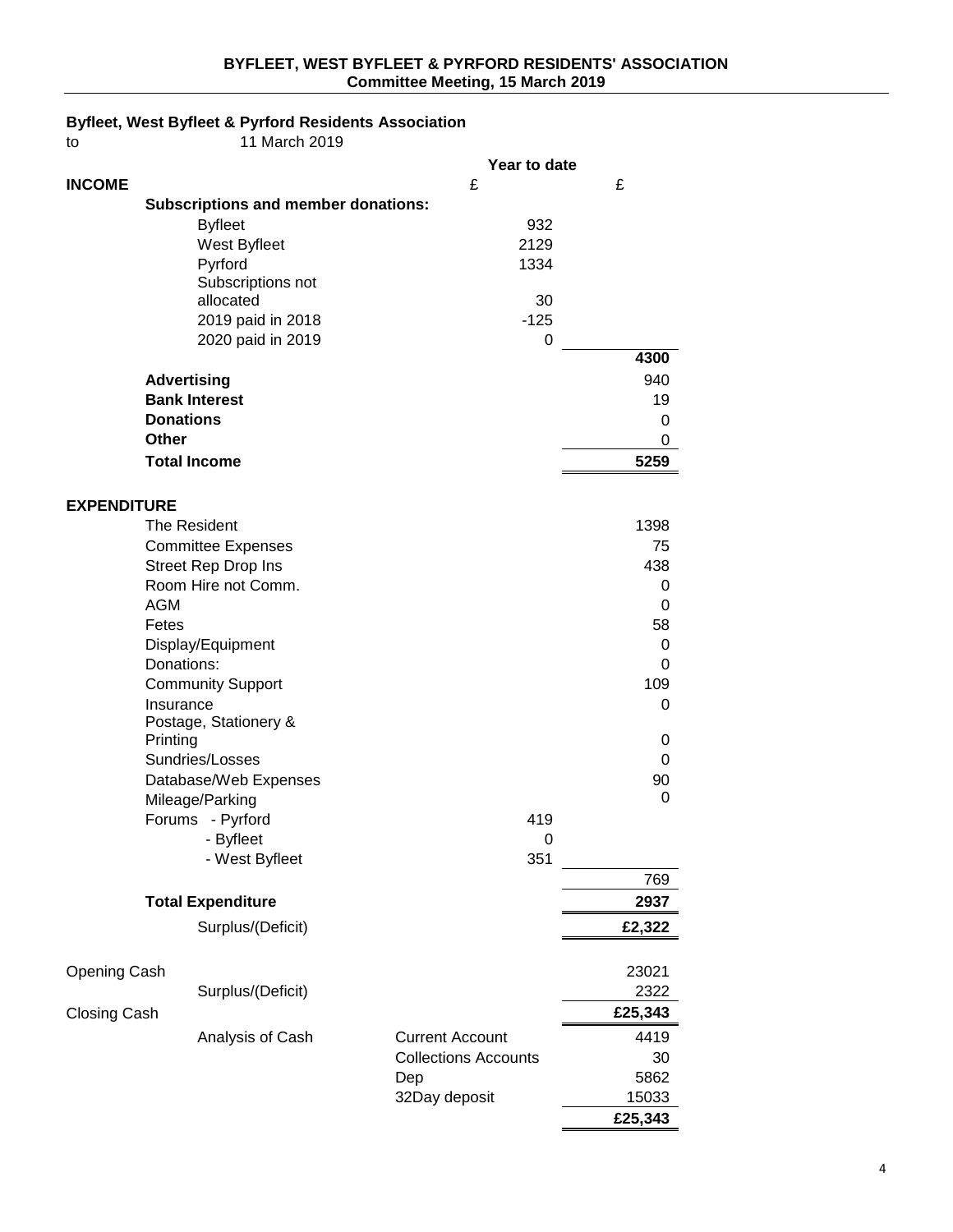**BYFLEET, WEST BYFLEET & PYRFORD RESIDENTS' ASSOCIATION**
**Committee Meeting, 15 March 2019**

**Byfleet, West Byfleet & Pyrford Residents Association**
to 11 March 2019

| | | Year to date | |
|---|---|---|---|
| **INCOME** | | £ | £ |
| **Subscriptions and member donations:** | | | |
| Byfleet | | 932 | |
| West Byfleet | | 2129 | |
| Pyrford | | 1334 | |
| Subscriptions not allocated | | 30 | |
| 2019 paid in 2018 | | -125 | |
| 2020 paid in 2019 | | 0 | |
| | | | **4300** |
| **Advertising** | | | 940 |
| **Bank Interest** | | | 19 |
| **Donations** | | | 0 |
| **Other** | | | 0 |
| **Total Income** | | | **5259** |
| | | | |
| **EXPENDITURE** | | | |
| The Resident | | | 1398 |
| Committee Expenses | | | 75 |
| Street Rep Drop Ins | | | 438 |
| Room Hire not Comm. | | | 0 |
| AGM | | | 0 |
| Fetes | | | 58 |
| Display/Equipment | | | 0 |
| Donations: | | | 0 |
| Community Support | | | 109 |
| Insurance | | | 0 |
| Postage, Stationery & Printing | | | 0 |
| Sundries/Losses | | | 0 |
| Database/Web Expenses | | | 90 |
| Mileage/Parking | | | 0 |
| Forums - Pyrford | | 419 | |
| - Byfleet | | 0 | |
| - West Byfleet | | 351 | |
| | | | 769 |
| **Total Expenditure** | | | **2937** |
| Surplus/(Deficit) | | | **£2,322** |
| | | | |
| Opening Cash | | | 23021 |
| Surplus/(Deficit) | | | 2322 |
| Closing Cash | | | **£25,343** |
| Analysis of Cash | Current Account | | 4419 |
| | Collections Accounts | | 30 |
| | Dep | | 5862 |
| | 32Day deposit | | 15033 |
| | | | **£25,343** |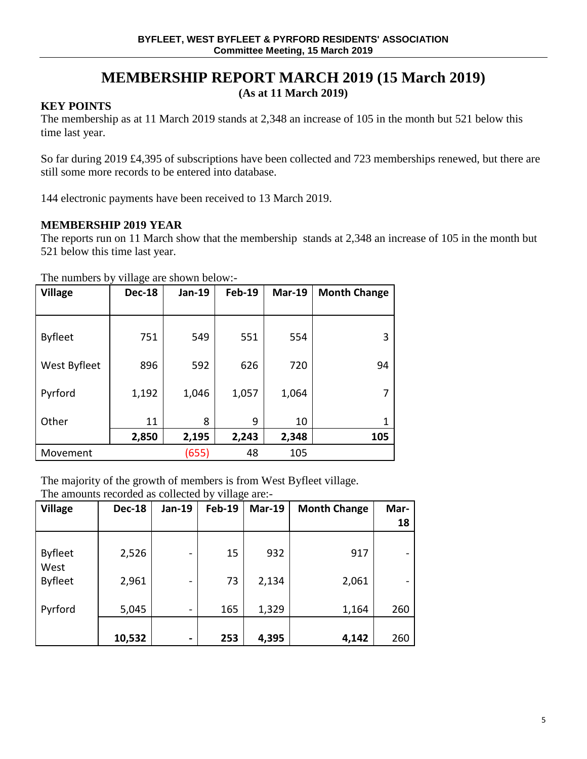**BYFLEET, WEST BYFLEET & PYRFORD RESIDENTS' ASSOCIATION**
**Committee Meeting, 15 March 2019**

# MEMBERSHIP REPORT MARCH 2019 (15 March 2019)

**(As at 11 March 2019)**

## KEY POINTS

The membership as at 11 March 2019 stands at 2,348 an increase of 105 in the month but 521 below this time last year.

So far during 2019 £4,395 of subscriptions have been collected and 723 memberships renewed, but there are still some more records to be entered into database.

144 electronic payments have been received to 13 March 2019.

## MEMBERSHIP 2019 YEAR

The reports run on 11 March show that the membership stands at 2,348 an increase of 105 in the month but 521 below this time last year.

The numbers by village are shown below:-

| Village | Dec-18 | Jan-19 | Feb-19 | Mar-19 | Month Change |
|---|---|---|---|---|---|
| Byfleet | 751 | 549 | 551 | 554 | 3 |
| West Byfleet | 896 | 592 | 626 | 720 | 94 |
| Pyrford | 1,192 | 1,046 | 1,057 | 1,064 | 7 |
| Other | 11 | 8 | 9 | 10 | 1 |
| | **2,850** | **2,195** | **2,243** | **2,348** | **105** |
| Movement | | (655) | 48 | 105 | |

The majority of the growth of members is from West Byfleet village.

The amounts recorded as collected by village are:-

| Village | Dec-18 | Jan-19 | Feb-19 | Mar-19 | Month Change | Mar-18 |
|---|---|---|---|---|---|---|
| Byfleet | 2,526 | - | 15 | 932 | 917 | - |
| West Byfleet | 2,961 | - | 73 | 2,134 | 2,061 | - |
| Pyrford | 5,045 | - | 165 | 1,329 | 1,164 | 260 |
| | **10,532** | **-** | **253** | **4,395** | **4,142** | 260 |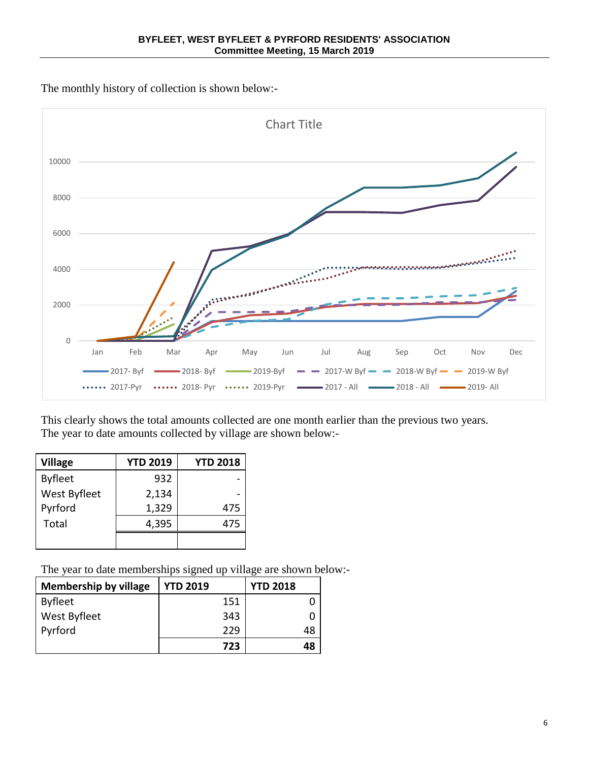The monthly history of collection is shown below:-

This clearly shows the total amounts collected are one month earlier than the previous two years.
The year to date amounts collected by village are shown below:-

| Village | YTD 2019 | YTD 2018 |
|---|---|---|
| Byfleet | 932 | - |
| West Byfleet | 2,134 | - |
| Pyrford | 1,329 | 475 |
| Total | 4,395 | 475 |

The year to date memberships signed up village are shown below:-

| Membership by village | YTD 2019 | YTD 2018 |
|---|---|---|
| Byfleet | 151 | 0 |
| West Byfleet | 343 | 0 |
| Pyrford | 229 | 48 |
| | **723** | **48** |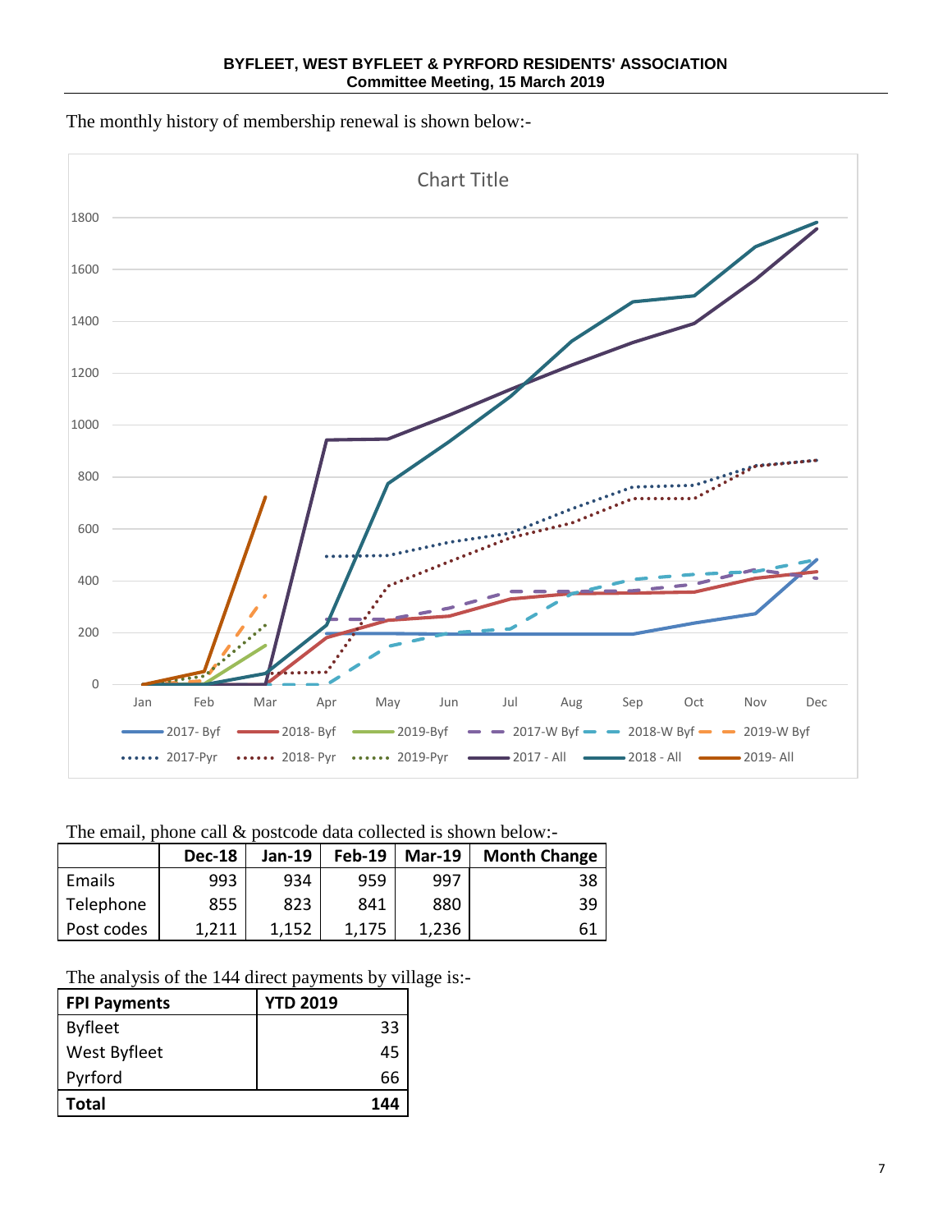The monthly history of membership renewal is shown below:-

The email, phone call & postcode data collected is shown below:-

| | Dec-18 | Jan-19 | Feb-19 | Mar-19 | Month Change |
|---|---|---|---|---|---|
| Emails | 993 | 934 | 959 | 997 | 38 |
| Telephone | 855 | 823 | 841 | 880 | 39 |
| Post codes | 1,211 | 1,152 | 1,175 | 1,236 | 61 |

The analysis of the 144 direct payments by village is:-

| FPI Payments | YTD 2019 |
|---|---|
| Byfleet | 33 |
| West Byfleet | 45 |
| Pyrford | 66 |
| **Total** | **144** |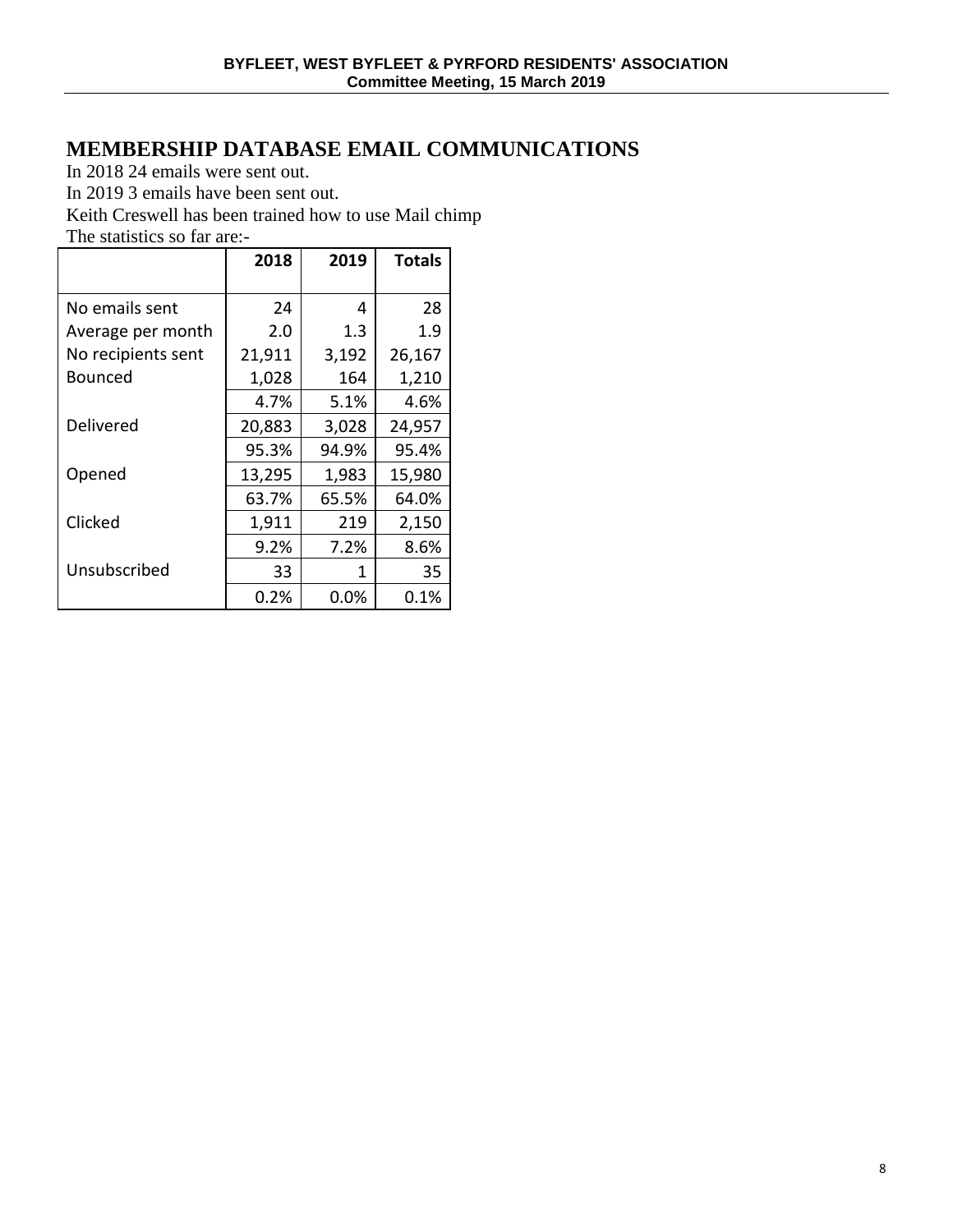# MEMBERSHIP DATABASE EMAIL COMMUNICATIONS

In 2018 24 emails were sent out.

In 2019 3 emails have been sent out.

Keith Creswell has been trained how to use Mail chimp

The statistics so far are:-

| | 2018 | 2019 | Totals |
|---|---|---|---|
| No emails sent | 24 | 4 | 28 |
| Average per month | 2.0 | 1.3 | 1.9 |
| No recipients sent | 21,911 | 3,192 | 26,167 |
| Bounced | 1,028 | 164 | 1,210 |
| | 4.7% | 5.1% | 4.6% |
| Delivered | 20,883 | 3,028 | 24,957 |
| | 95.3% | 94.9% | 95.4% |
| Opened | 13,295 | 1,983 | 15,980 |
| | 63.7% | 65.5% | 64.0% |
| Clicked | 1,911 | 219 | 2,150 |
| | 9.2% | 7.2% | 8.6% |
| Unsubscribed | 33 | 1 | 35 |
| | 0.2% | 0.0% | 0.1% |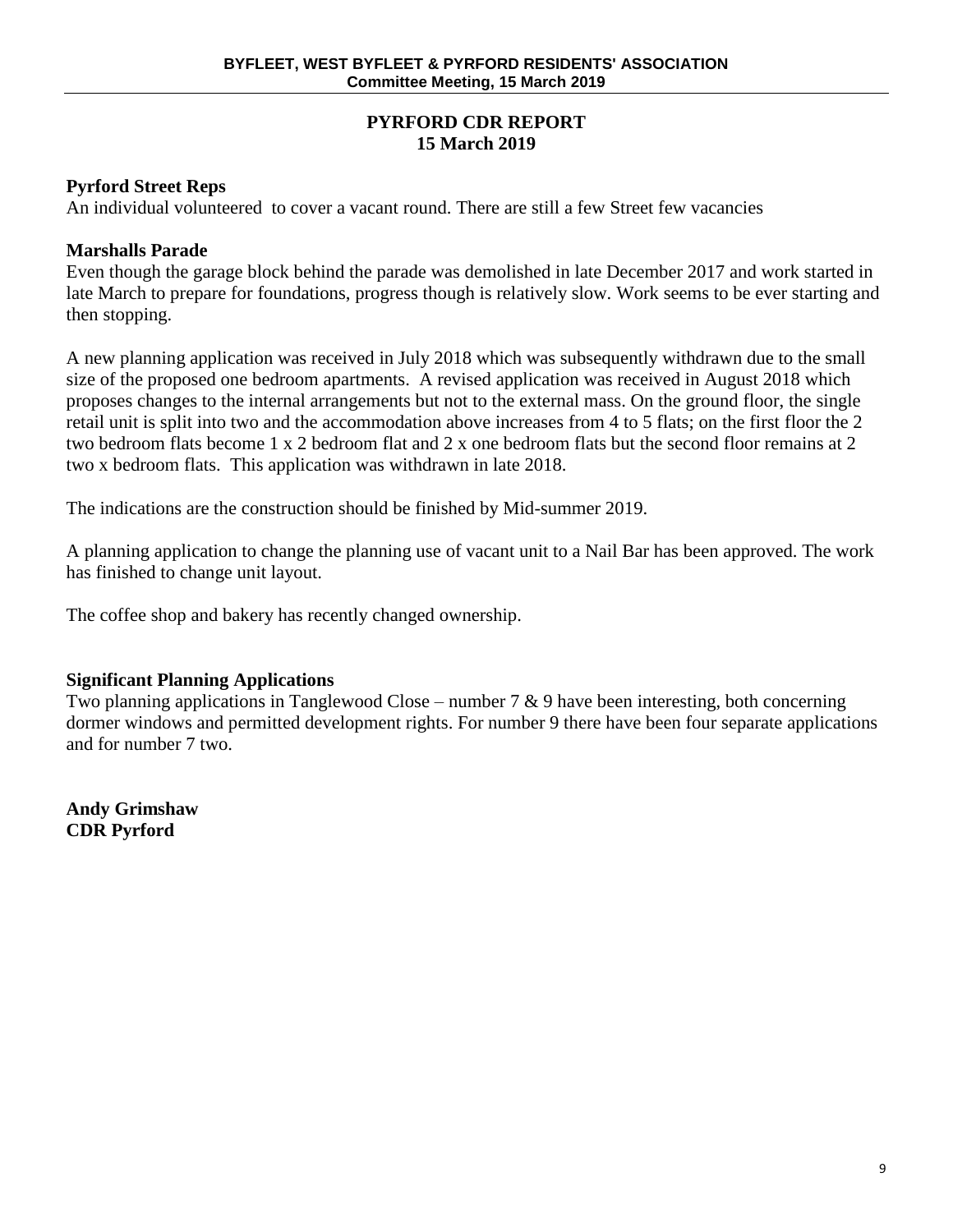## PYRFORD CDR REPORT
## 15 March 2019

**Pyrford Street Reps**
An individual volunteered to cover a vacant round. There are still a few Street few vacancies

**Marshalls Parade**
Even though the garage block behind the parade was demolished in late December 2017 and work started in late March to prepare for foundations, progress though is relatively slow. Work seems to be ever starting and then stopping.

A new planning application was received in July 2018 which was subsequently withdrawn due to the small size of the proposed one bedroom apartments. A revised application was received in August 2018 which proposes changes to the internal arrangements but not to the external mass. On the ground floor, the single retail unit is split into two and the accommodation above increases from 4 to 5 flats; on the first floor the 2 two bedroom flats become 1 x 2 bedroom flat and 2 x one bedroom flats but the second floor remains at 2 two x bedroom flats. This application was withdrawn in late 2018.

The indications are the construction should be finished by Mid-summer 2019.

A planning application to change the planning use of vacant unit to a Nail Bar has been approved. The work has finished to change unit layout.

The coffee shop and bakery has recently changed ownership.

**Significant Planning Applications**
Two planning applications in Tanglewood Close – number 7 & 9 have been interesting, both concerning dormer windows and permitted development rights. For number 9 there have been four separate applications and for number 7 two.

**Andy Grimshaw**
**CDR Pyrford**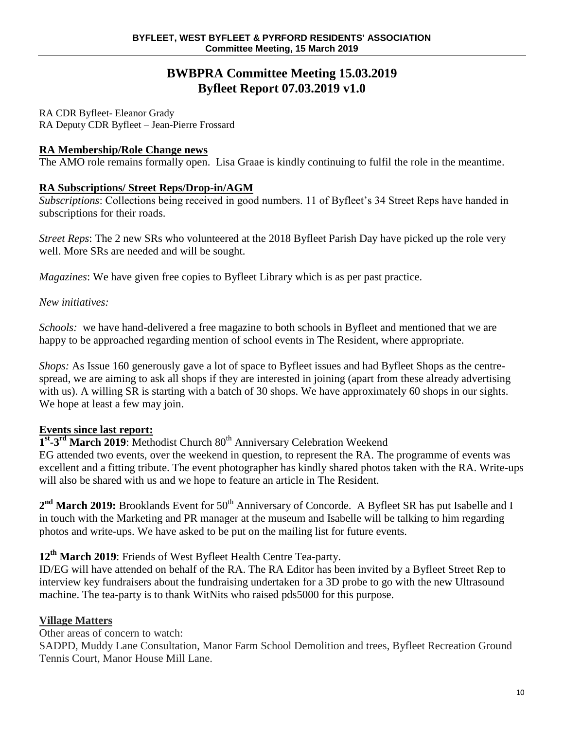# BWBPRA Committee Meeting 15.03.2019
# Byfleet Report 07.03.2019 v1.0

RA CDR Byfleet- Eleanor Grady
RA Deputy CDR Byfleet – Jean-Pierre Frossard

**RA Membership/Role Change news**

The AMO role remains formally open. Lisa Graae is kindly continuing to fulfil the role in the meantime.

**RA Subscriptions/ Street Reps/Drop-in/AGM**

*Subscriptions*: Collections being received in good numbers. 11 of Byfleet's 34 Street Reps have handed in subscriptions for their roads.

*Street Reps*: The 2 new SRs who volunteered at the 2018 Byfleet Parish Day have picked up the role very well. More SRs are needed and will be sought.

*Magazines*: We have given free copies to Byfleet Library which is as per past practice.

*New initiatives:*

*Schools:* we have hand-delivered a free magazine to both schools in Byfleet and mentioned that we are happy to be approached regarding mention of school events in The Resident, where appropriate.

*Shops:* As Issue 160 generously gave a lot of space to Byfleet issues and had Byfleet Shops as the centre-spread, we are aiming to ask all shops if they are interested in joining (apart from these already advertising with us). A willing SR is starting with a batch of 30 shops. We have approximately 60 shops in our sights. We hope at least a few may join.

**Events since last report:**

**1st-3rd March 2019**: Methodist Church 80th Anniversary Celebration Weekend
EG attended two events, over the weekend in question, to represent the RA. The programme of events was excellent and a fitting tribute. The event photographer has kindly shared photos taken with the RA. Write-ups will also be shared with us and we hope to feature an article in The Resident.

**2nd March 2019:** Brooklands Event for 50th Anniversary of Concorde. A Byfleet SR has put Isabelle and I in touch with the Marketing and PR manager at the museum and Isabelle will be talking to him regarding photos and write-ups. We have asked to be put on the mailing list for future events.

**12th March 2019**: Friends of West Byfleet Health Centre Tea-party.
ID/EG will have attended on behalf of the RA. The RA Editor has been invited by a Byfleet Street Rep to interview key fundraisers about the fundraising undertaken for a 3D probe to go with the new Ultrasound machine. The tea-party is to thank WitNits who raised pds5000 for this purpose.

**Village Matters**

Other areas of concern to watch:
SADPD, Muddy Lane Consultation, Manor Farm School Demolition and trees, Byfleet Recreation Ground Tennis Court, Manor House Mill Lane.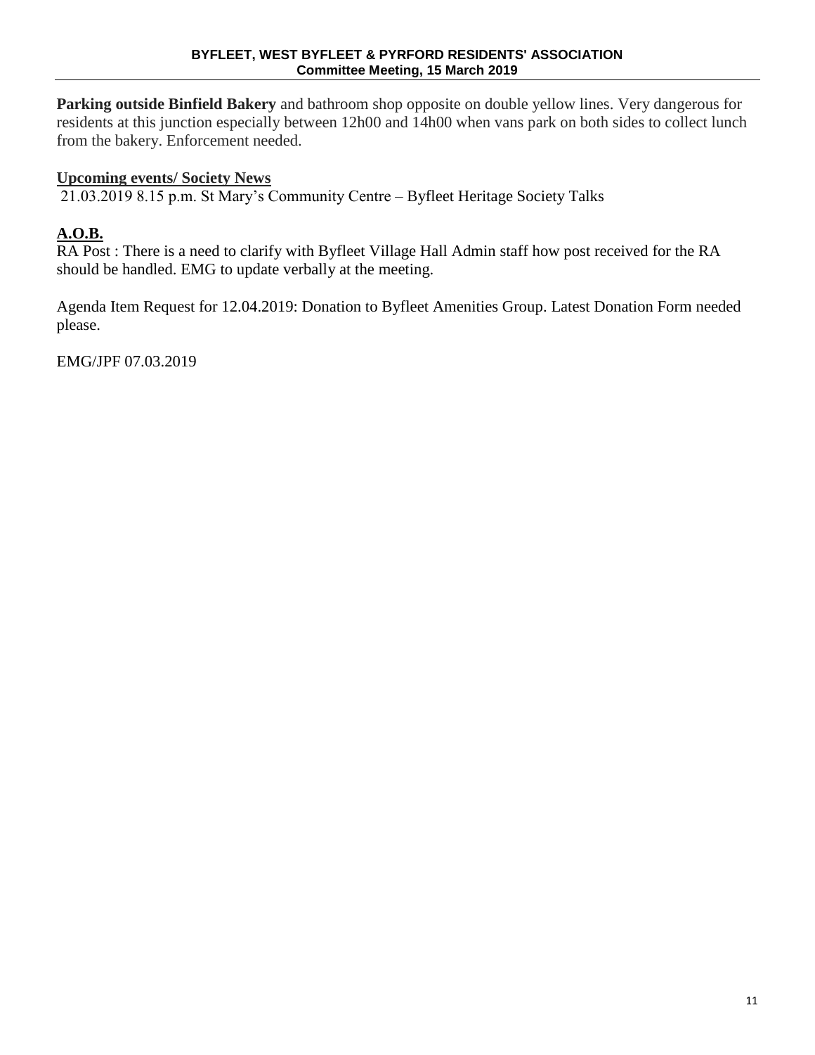**Parking outside Binfield Bakery** and bathroom shop opposite on double yellow lines. Very dangerous for residents at this junction especially between 12h00 and 14h00 when vans park on both sides to collect lunch from the bakery. Enforcement needed.

## Upcoming events/ Society News

21.03.2019 8.15 p.m. St Mary's Community Centre – Byfleet Heritage Society Talks

## A.O.B.

RA Post : There is a need to clarify with Byfleet Village Hall Admin staff how post received for the RA should be handled. EMG to update verbally at the meeting.

Agenda Item Request for 12.04.2019: Donation to Byfleet Amenities Group. Latest Donation Form needed please.

EMG/JPF 07.03.2019